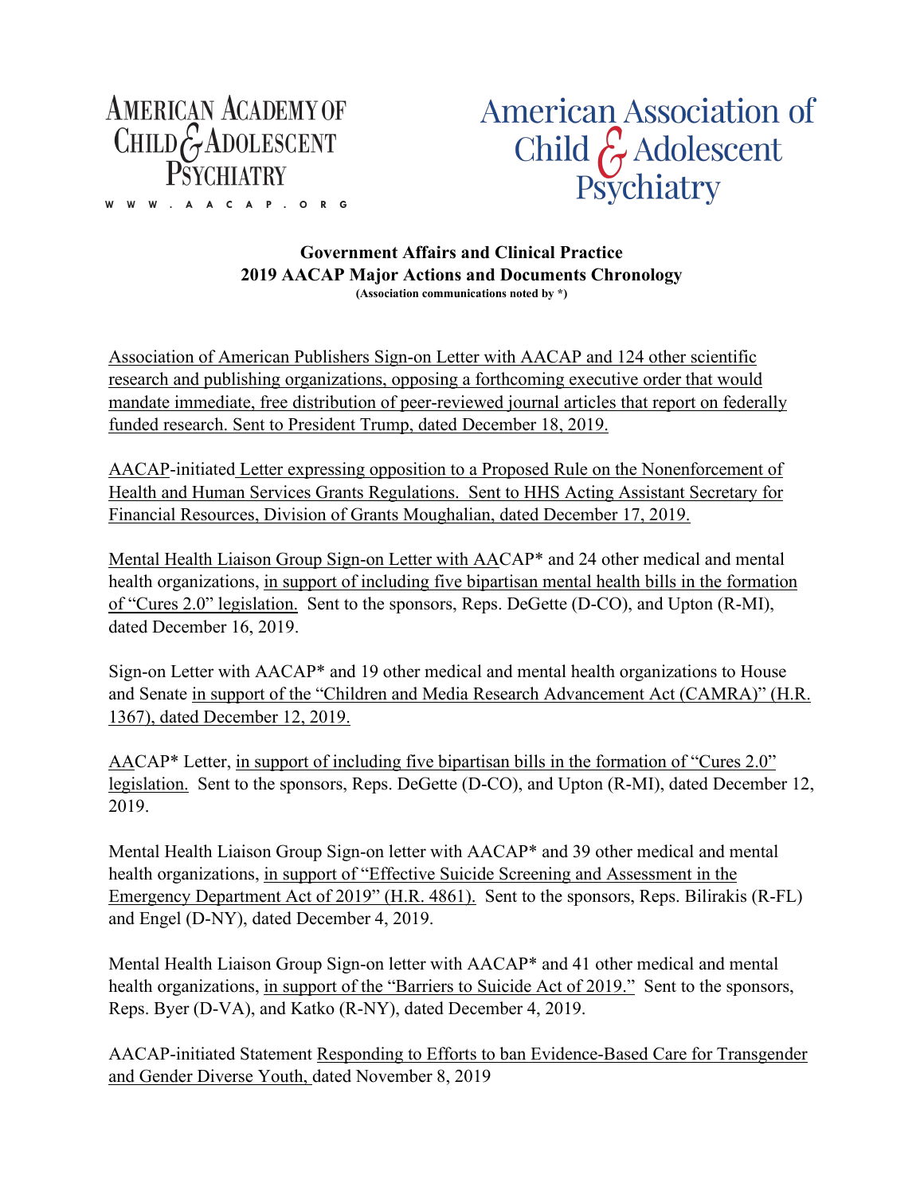AMERICAN ACADEMY OF CHILD & ADOLESCENT PSYCHIATRY

WWW.AACAP.ORG

American Association of Child & Adolescent Psychiatry

**Government Affairs and Clinical Practice**
**2019 AACAP Major Actions and Documents Chronology**
**(Association communications noted by *)**

Association of American Publishers Sign-on Letter with AACAP and 124 other scientific research and publishing organizations, opposing a forthcoming executive order that would mandate immediate, free distribution of peer-reviewed journal articles that report on federally funded research. Sent to President Trump, dated December 18, 2019.

AACAP-initiated Letter expressing opposition to a Proposed Rule on the Nonenforcement of Health and Human Services Grants Regulations. Sent to HHS Acting Assistant Secretary for Financial Resources, Division of Grants Moughalian, dated December 17, 2019.

Mental Health Liaison Group Sign-on Letter with AACAP* and 24 other medical and mental health organizations, in support of including five bipartisan mental health bills in the formation of "Cures 2.0" legislation. Sent to the sponsors, Reps. DeGette (D-CO), and Upton (R-MI), dated December 16, 2019.

Sign-on Letter with AACAP* and 19 other medical and mental health organizations to House and Senate in support of the "Children and Media Research Advancement Act (CAMRA)" (H.R. 1367), dated December 12, 2019.

AACAP* Letter, in support of including five bipartisan bills in the formation of "Cures 2.0" legislation. Sent to the sponsors, Reps. DeGette (D-CO), and Upton (R-MI), dated December 12, 2019.

Mental Health Liaison Group Sign-on letter with AACAP* and 39 other medical and mental health organizations, in support of "Effective Suicide Screening and Assessment in the Emergency Department Act of 2019" (H.R. 4861). Sent to the sponsors, Reps. Bilirakis (R-FL) and Engel (D-NY), dated December 4, 2019.

Mental Health Liaison Group Sign-on letter with AACAP* and 41 other medical and mental health organizations, in support of the "Barriers to Suicide Act of 2019." Sent to the sponsors, Reps. Byer (D-VA), and Katko (R-NY), dated December 4, 2019.

AACAP-initiated Statement Responding to Efforts to ban Evidence-Based Care for Transgender and Gender Diverse Youth, dated November 8, 2019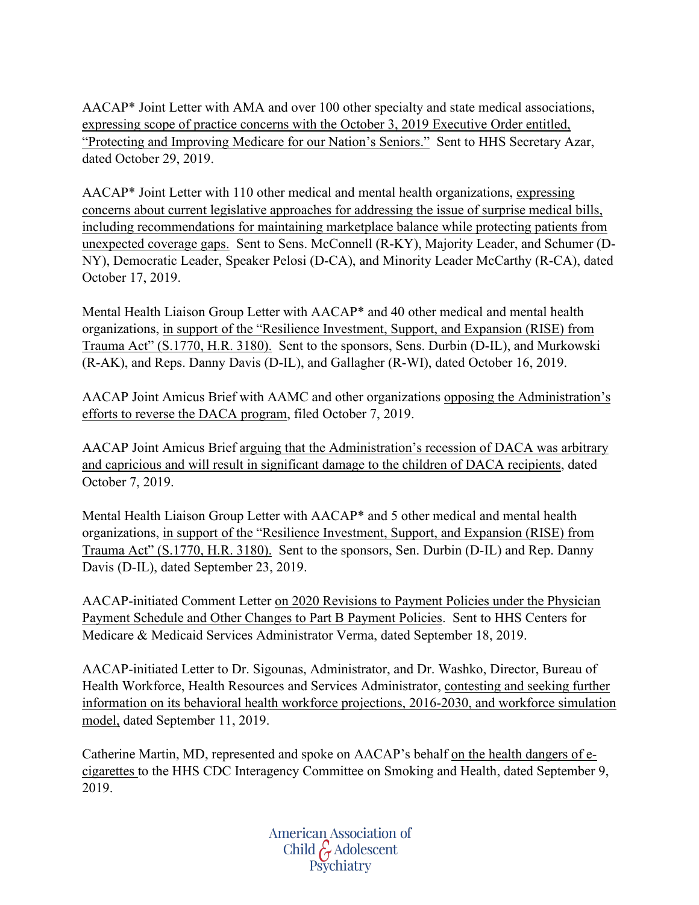AACAP* Joint Letter with AMA and over 100 other specialty and state medical associations, expressing scope of practice concerns with the October 3, 2019 Executive Order entitled, "Protecting and Improving Medicare for our Nation's Seniors." Sent to HHS Secretary Azar, dated October 29, 2019.

AACAP* Joint Letter with 110 other medical and mental health organizations, expressing concerns about current legislative approaches for addressing the issue of surprise medical bills, including recommendations for maintaining marketplace balance while protecting patients from unexpected coverage gaps. Sent to Sens. McConnell (R-KY), Majority Leader, and Schumer (D-NY), Democratic Leader, Speaker Pelosi (D-CA), and Minority Leader McCarthy (R-CA), dated October 17, 2019.

Mental Health Liaison Group Letter with AACAP* and 40 other medical and mental health organizations, in support of the "Resilience Investment, Support, and Expansion (RISE) from Trauma Act" (S.1770, H.R. 3180). Sent to the sponsors, Sens. Durbin (D-IL), and Murkowski (R-AK), and Reps. Danny Davis (D-IL), and Gallagher (R-WI), dated October 16, 2019.

AACAP Joint Amicus Brief with AAMC and other organizations opposing the Administration's efforts to reverse the DACA program, filed October 7, 2019.

AACAP Joint Amicus Brief arguing that the Administration's recession of DACA was arbitrary and capricious and will result in significant damage to the children of DACA recipients, dated October 7, 2019.

Mental Health Liaison Group Letter with AACAP* and 5 other medical and mental health organizations, in support of the "Resilience Investment, Support, and Expansion (RISE) from Trauma Act" (S.1770, H.R. 3180). Sent to the sponsors, Sen. Durbin (D-IL) and Rep. Danny Davis (D-IL), dated September 23, 2019.

AACAP-initiated Comment Letter on 2020 Revisions to Payment Policies under the Physician Payment Schedule and Other Changes to Part B Payment Policies. Sent to HHS Centers for Medicare & Medicaid Services Administrator Verma, dated September 18, 2019.

AACAP-initiated Letter to Dr. Sigounas, Administrator, and Dr. Washko, Director, Bureau of Health Workforce, Health Resources and Services Administrator, contesting and seeking further information on its behavioral health workforce projections, 2016-2030, and workforce simulation model, dated September 11, 2019.

Catherine Martin, MD, represented and spoke on AACAP's behalf on the health dangers of e-cigarettes to the HHS CDC Interagency Committee on Smoking and Health, dated September 9, 2019.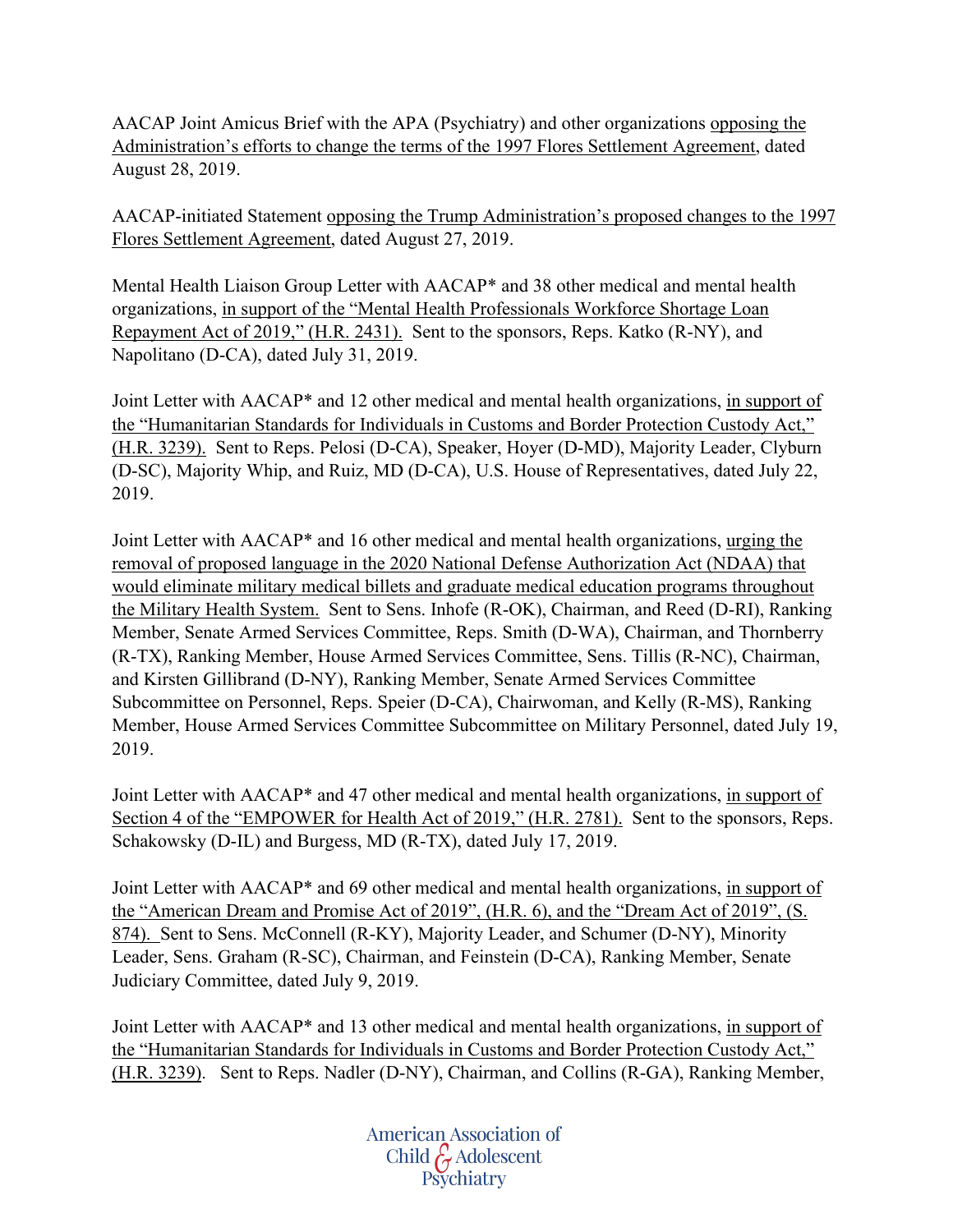AACAP Joint Amicus Brief with the APA (Psychiatry) and other organizations opposing the Administration's efforts to change the terms of the 1997 Flores Settlement Agreement, dated August 28, 2019.

AACAP-initiated Statement opposing the Trump Administration's proposed changes to the 1997 Flores Settlement Agreement, dated August 27, 2019.

Mental Health Liaison Group Letter with AACAP* and 38 other medical and mental health organizations, in support of the "Mental Health Professionals Workforce Shortage Loan Repayment Act of 2019," (H.R. 2431). Sent to the sponsors, Reps. Katko (R-NY), and Napolitano (D-CA), dated July 31, 2019.

Joint Letter with AACAP* and 12 other medical and mental health organizations, in support of the "Humanitarian Standards for Individuals in Customs and Border Protection Custody Act," (H.R. 3239). Sent to Reps. Pelosi (D-CA), Speaker, Hoyer (D-MD), Majority Leader, Clyburn (D-SC), Majority Whip, and Ruiz, MD (D-CA), U.S. House of Representatives, dated July 22, 2019.

Joint Letter with AACAP* and 16 other medical and mental health organizations, urging the removal of proposed language in the 2020 National Defense Authorization Act (NDAA) that would eliminate military medical billets and graduate medical education programs throughout the Military Health System. Sent to Sens. Inhofe (R-OK), Chairman, and Reed (D-RI), Ranking Member, Senate Armed Services Committee, Reps. Smith (D-WA), Chairman, and Thornberry (R-TX), Ranking Member, House Armed Services Committee, Sens. Tillis (R-NC), Chairman, and Kirsten Gillibrand (D-NY), Ranking Member, Senate Armed Services Committee Subcommittee on Personnel, Reps. Speier (D-CA), Chairwoman, and Kelly (R-MS), Ranking Member, House Armed Services Committee Subcommittee on Military Personnel, dated July 19, 2019.

Joint Letter with AACAP* and 47 other medical and mental health organizations, in support of Section 4 of the "EMPOWER for Health Act of 2019," (H.R. 2781). Sent to the sponsors, Reps. Schakowsky (D-IL) and Burgess, MD (R-TX), dated July 17, 2019.

Joint Letter with AACAP* and 69 other medical and mental health organizations, in support of the "American Dream and Promise Act of 2019", (H.R. 6), and the "Dream Act of 2019", (S. 874). Sent to Sens. McConnell (R-KY), Majority Leader, and Schumer (D-NY), Minority Leader, Sens. Graham (R-SC), Chairman, and Feinstein (D-CA), Ranking Member, Senate Judiciary Committee, dated July 9, 2019.

Joint Letter with AACAP* and 13 other medical and mental health organizations, in support of the "Humanitarian Standards for Individuals in Customs and Border Protection Custody Act," (H.R. 3239). Sent to Reps. Nadler (D-NY), Chairman, and Collins (R-GA), Ranking Member,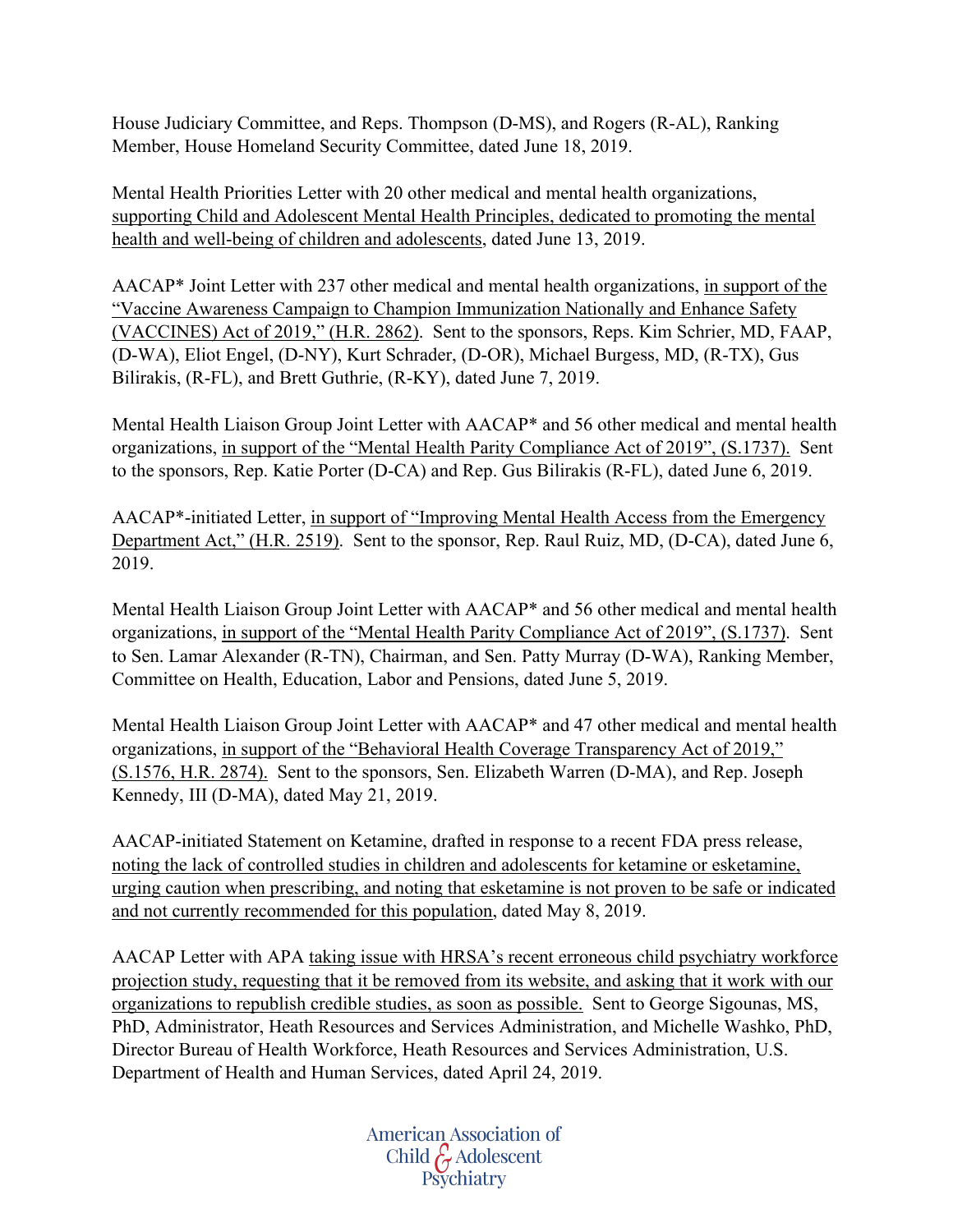House Judiciary Committee, and Reps. Thompson (D-MS), and Rogers (R-AL), Ranking Member, House Homeland Security Committee, dated June 18, 2019.

Mental Health Priorities Letter with 20 other medical and mental health organizations, <u>supporting Child and Adolescent Mental Health Principles, dedicated to promoting the mental health and well-being of children and adolescents</u>, dated June 13, 2019.

AACAP* Joint Letter with 237 other medical and mental health organizations, <u>in support of the "Vaccine Awareness Campaign to Champion Immunization Nationally and Enhance Safety (VACCINES) Act of 2019," (H.R. 2862)</u>. Sent to the sponsors, Reps. Kim Schrier, MD, FAAP, (D-WA), Eliot Engel, (D-NY), Kurt Schrader, (D-OR), Michael Burgess, MD, (R-TX), Gus Bilirakis, (R-FL), and Brett Guthrie, (R-KY), dated June 7, 2019.

Mental Health Liaison Group Joint Letter with AACAP* and 56 other medical and mental health organizations, <u>in support of the "Mental Health Parity Compliance Act of 2019", (S.1737).</u> Sent to the sponsors, Rep. Katie Porter (D-CA) and Rep. Gus Bilirakis (R-FL), dated June 6, 2019.

AACAP*-initiated Letter, <u>in support of "Improving Mental Health Access from the Emergency Department Act," (H.R. 2519)</u>. Sent to the sponsor, Rep. Raul Ruiz, MD, (D-CA), dated June 6, 2019.

Mental Health Liaison Group Joint Letter with AACAP* and 56 other medical and mental health organizations, <u>in support of the "Mental Health Parity Compliance Act of 2019", (S.1737)</u>. Sent to Sen. Lamar Alexander (R-TN), Chairman, and Sen. Patty Murray (D-WA), Ranking Member, Committee on Health, Education, Labor and Pensions, dated June 5, 2019.

Mental Health Liaison Group Joint Letter with AACAP* and 47 other medical and mental health organizations, <u>in support of the "Behavioral Health Coverage Transparency Act of 2019," (S.1576, H.R. 2874).</u> Sent to the sponsors, Sen. Elizabeth Warren (D-MA), and Rep. Joseph Kennedy, III (D-MA), dated May 21, 2019.

AACAP-initiated Statement on Ketamine, drafted in response to a recent FDA press release, <u>noting the lack of controlled studies in children and adolescents for ketamine or esketamine, urging caution when prescribing, and noting that esketamine is not proven to be safe or indicated and not currently recommended for this population</u>, dated May 8, 2019.

AACAP Letter with APA <u>taking issue with HRSA's recent erroneous child psychiatry workforce projection study, requesting that it be removed from its website, and asking that it work with our organizations to republish credible studies, as soon as possible.</u> Sent to George Sigounas, MS, PhD, Administrator, Heath Resources and Services Administration, and Michelle Washko, PhD, Director Bureau of Health Workforce, Heath Resources and Services Administration, U.S. Department of Health and Human Services, dated April 24, 2019.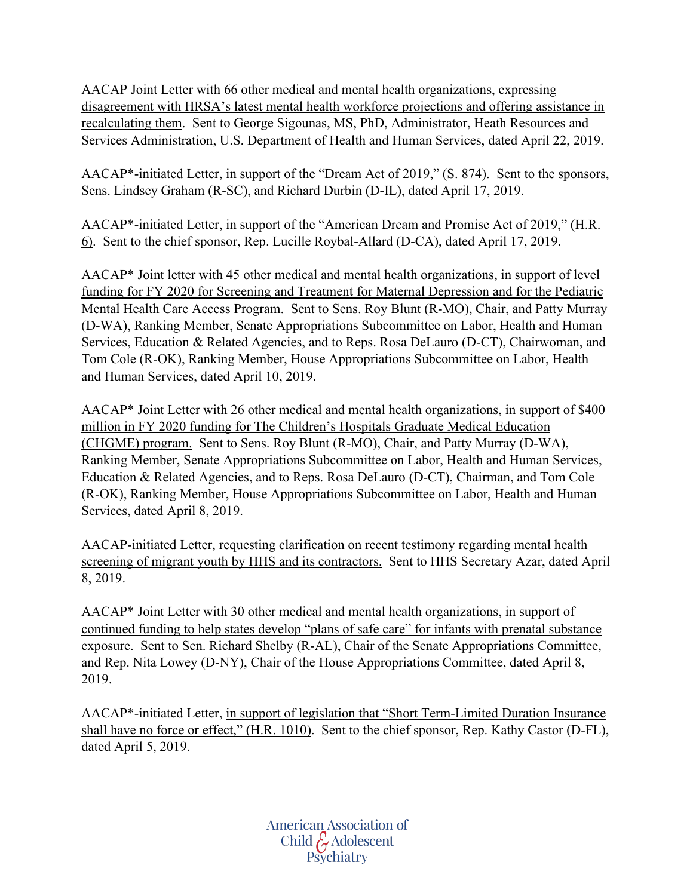AACAP Joint Letter with 66 other medical and mental health organizations, expressing disagreement with HRSA's latest mental health workforce projections and offering assistance in recalculating them. Sent to George Sigounas, MS, PhD, Administrator, Heath Resources and Services Administration, U.S. Department of Health and Human Services, dated April 22, 2019.

AACAP*-initiated Letter, in support of the "Dream Act of 2019," (S. 874). Sent to the sponsors, Sens. Lindsey Graham (R-SC), and Richard Durbin (D-IL), dated April 17, 2019.

AACAP*-initiated Letter, in support of the "American Dream and Promise Act of 2019," (H.R. 6). Sent to the chief sponsor, Rep. Lucille Roybal-Allard (D-CA), dated April 17, 2019.

AACAP* Joint letter with 45 other medical and mental health organizations, in support of level funding for FY 2020 for Screening and Treatment for Maternal Depression and for the Pediatric Mental Health Care Access Program. Sent to Sens. Roy Blunt (R-MO), Chair, and Patty Murray (D-WA), Ranking Member, Senate Appropriations Subcommittee on Labor, Health and Human Services, Education & Related Agencies, and to Reps. Rosa DeLauro (D-CT), Chairwoman, and Tom Cole (R-OK), Ranking Member, House Appropriations Subcommittee on Labor, Health and Human Services, dated April 10, 2019.

AACAP* Joint Letter with 26 other medical and mental health organizations, in support of $400 million in FY 2020 funding for The Children's Hospitals Graduate Medical Education (CHGME) program. Sent to Sens. Roy Blunt (R-MO), Chair, and Patty Murray (D-WA), Ranking Member, Senate Appropriations Subcommittee on Labor, Health and Human Services, Education & Related Agencies, and to Reps. Rosa DeLauro (D-CT), Chairman, and Tom Cole (R-OK), Ranking Member, House Appropriations Subcommittee on Labor, Health and Human Services, dated April 8, 2019.

AACAP-initiated Letter, requesting clarification on recent testimony regarding mental health screening of migrant youth by HHS and its contractors. Sent to HHS Secretary Azar, dated April 8, 2019.

AACAP* Joint Letter with 30 other medical and mental health organizations, in support of continued funding to help states develop "plans of safe care" for infants with prenatal substance exposure. Sent to Sen. Richard Shelby (R-AL), Chair of the Senate Appropriations Committee, and Rep. Nita Lowey (D-NY), Chair of the House Appropriations Committee, dated April 8, 2019.

AACAP*-initiated Letter, in support of legislation that "Short Term-Limited Duration Insurance shall have no force or effect," (H.R. 1010). Sent to the chief sponsor, Rep. Kathy Castor (D-FL), dated April 5, 2019.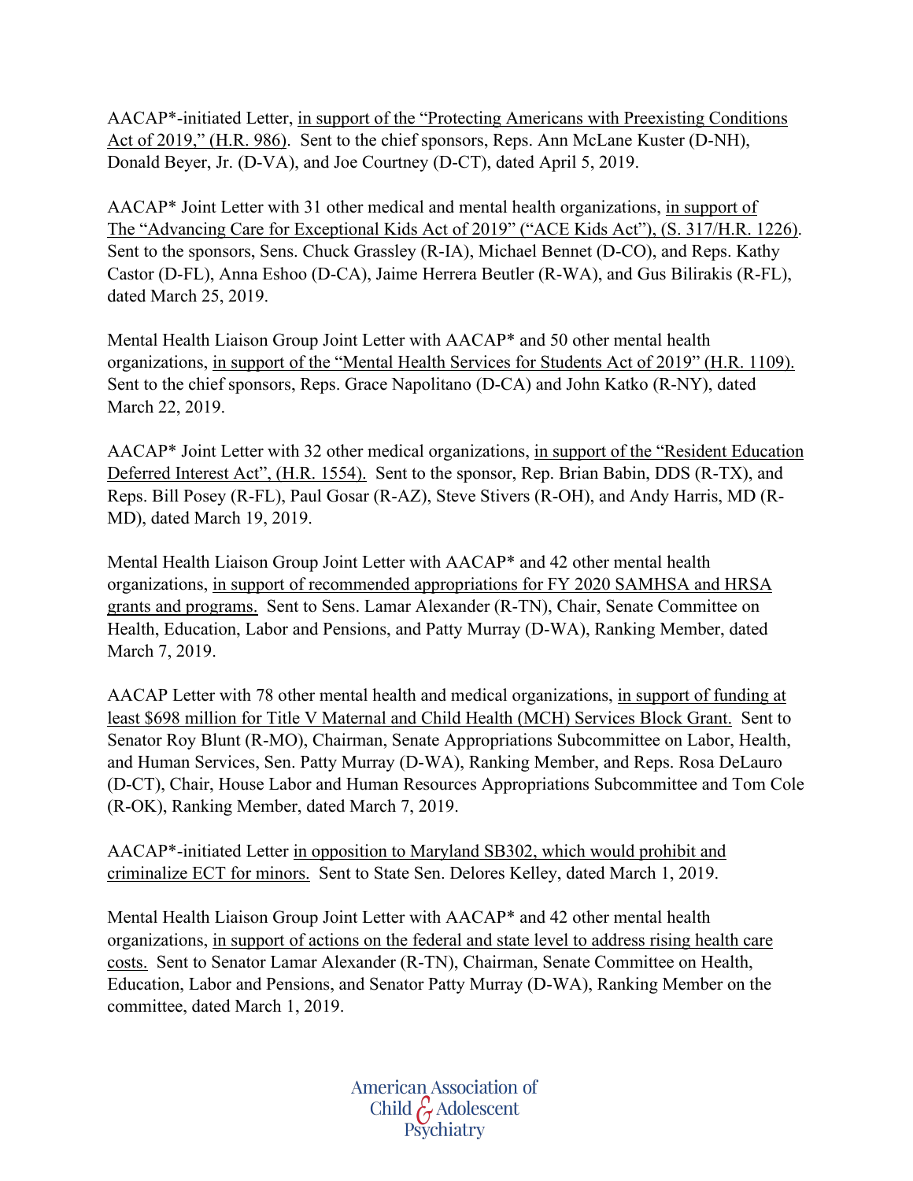AACAP*-initiated Letter, in support of the "Protecting Americans with Preexisting Conditions Act of 2019," (H.R. 986). Sent to the chief sponsors, Reps. Ann McLane Kuster (D-NH), Donald Beyer, Jr. (D-VA), and Joe Courtney (D-CT), dated April 5, 2019.

AACAP* Joint Letter with 31 other medical and mental health organizations, in support of The "Advancing Care for Exceptional Kids Act of 2019" ("ACE Kids Act"), (S. 317/H.R. 1226). Sent to the sponsors, Sens. Chuck Grassley (R-IA), Michael Bennet (D-CO), and Reps. Kathy Castor (D-FL), Anna Eshoo (D-CA), Jaime Herrera Beutler (R-WA), and Gus Bilirakis (R-FL), dated March 25, 2019.

Mental Health Liaison Group Joint Letter with AACAP* and 50 other mental health organizations, in support of the "Mental Health Services for Students Act of 2019" (H.R. 1109). Sent to the chief sponsors, Reps. Grace Napolitano (D-CA) and John Katko (R-NY), dated March 22, 2019.

AACAP* Joint Letter with 32 other medical organizations, in support of the "Resident Education Deferred Interest Act", (H.R. 1554). Sent to the sponsor, Rep. Brian Babin, DDS (R-TX), and Reps. Bill Posey (R-FL), Paul Gosar (R-AZ), Steve Stivers (R-OH), and Andy Harris, MD (R-MD), dated March 19, 2019.

Mental Health Liaison Group Joint Letter with AACAP* and 42 other mental health organizations, in support of recommended appropriations for FY 2020 SAMHSA and HRSA grants and programs. Sent to Sens. Lamar Alexander (R-TN), Chair, Senate Committee on Health, Education, Labor and Pensions, and Patty Murray (D-WA), Ranking Member, dated March 7, 2019.

AACAP Letter with 78 other mental health and medical organizations, in support of funding at least $698 million for Title V Maternal and Child Health (MCH) Services Block Grant. Sent to Senator Roy Blunt (R-MO), Chairman, Senate Appropriations Subcommittee on Labor, Health, and Human Services, Sen. Patty Murray (D-WA), Ranking Member, and Reps. Rosa DeLauro (D-CT), Chair, House Labor and Human Resources Appropriations Subcommittee and Tom Cole (R-OK), Ranking Member, dated March 7, 2019.

AACAP*-initiated Letter in opposition to Maryland SB302, which would prohibit and criminalize ECT for minors. Sent to State Sen. Delores Kelley, dated March 1, 2019.

Mental Health Liaison Group Joint Letter with AACAP* and 42 other mental health organizations, in support of actions on the federal and state level to address rising health care costs. Sent to Senator Lamar Alexander (R-TN), Chairman, Senate Committee on Health, Education, Labor and Pensions, and Senator Patty Murray (D-WA), Ranking Member on the committee, dated March 1, 2019.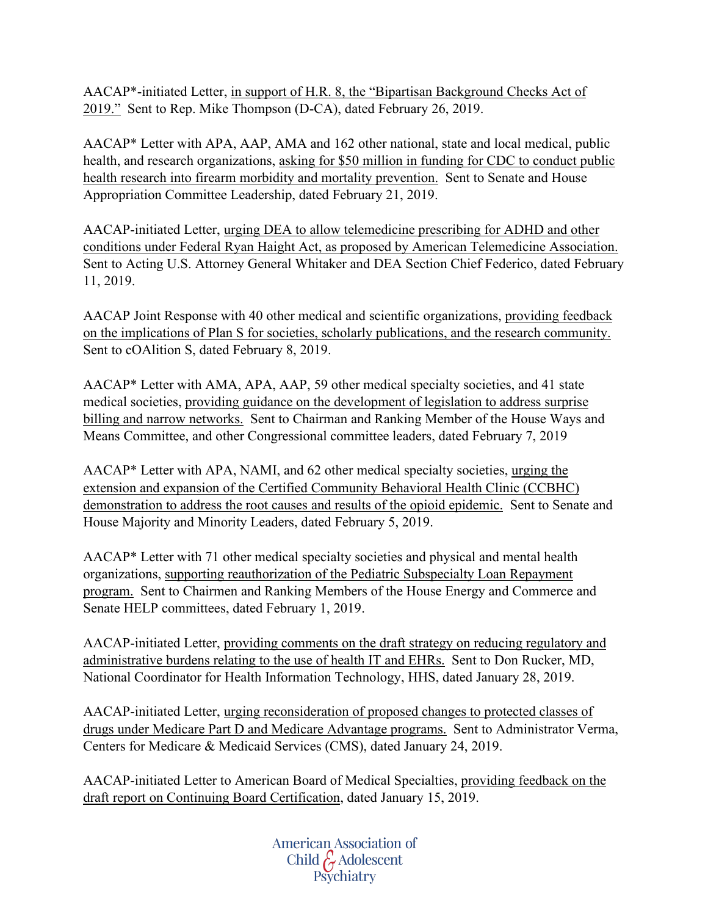AACAP*-initiated Letter, in support of H.R. 8, the "Bipartisan Background Checks Act of 2019." Sent to Rep. Mike Thompson (D-CA), dated February 26, 2019.

AACAP* Letter with APA, AAP, AMA and 162 other national, state and local medical, public health, and research organizations, asking for $50 million in funding for CDC to conduct public health research into firearm morbidity and mortality prevention. Sent to Senate and House Appropriation Committee Leadership, dated February 21, 2019.

AACAP-initiated Letter, urging DEA to allow telemedicine prescribing for ADHD and other conditions under Federal Ryan Haight Act, as proposed by American Telemedicine Association. Sent to Acting U.S. Attorney General Whitaker and DEA Section Chief Federico, dated February 11, 2019.

AACAP Joint Response with 40 other medical and scientific organizations, providing feedback on the implications of Plan S for societies, scholarly publications, and the research community. Sent to cOAlition S, dated February 8, 2019.

AACAP* Letter with AMA, APA, AAP, 59 other medical specialty societies, and 41 state medical societies, providing guidance on the development of legislation to address surprise billing and narrow networks. Sent to Chairman and Ranking Member of the House Ways and Means Committee, and other Congressional committee leaders, dated February 7, 2019

AACAP* Letter with APA, NAMI, and 62 other medical specialty societies, urging the extension and expansion of the Certified Community Behavioral Health Clinic (CCBHC) demonstration to address the root causes and results of the opioid epidemic. Sent to Senate and House Majority and Minority Leaders, dated February 5, 2019.

AACAP* Letter with 71 other medical specialty societies and physical and mental health organizations, supporting reauthorization of the Pediatric Subspecialty Loan Repayment program. Sent to Chairmen and Ranking Members of the House Energy and Commerce and Senate HELP committees, dated February 1, 2019.

AACAP-initiated Letter, providing comments on the draft strategy on reducing regulatory and administrative burdens relating to the use of health IT and EHRs. Sent to Don Rucker, MD, National Coordinator for Health Information Technology, HHS, dated January 28, 2019.

AACAP-initiated Letter, urging reconsideration of proposed changes to protected classes of drugs under Medicare Part D and Medicare Advantage programs. Sent to Administrator Verma, Centers for Medicare & Medicaid Services (CMS), dated January 24, 2019.

AACAP-initiated Letter to American Board of Medical Specialties, providing feedback on the draft report on Continuing Board Certification, dated January 15, 2019.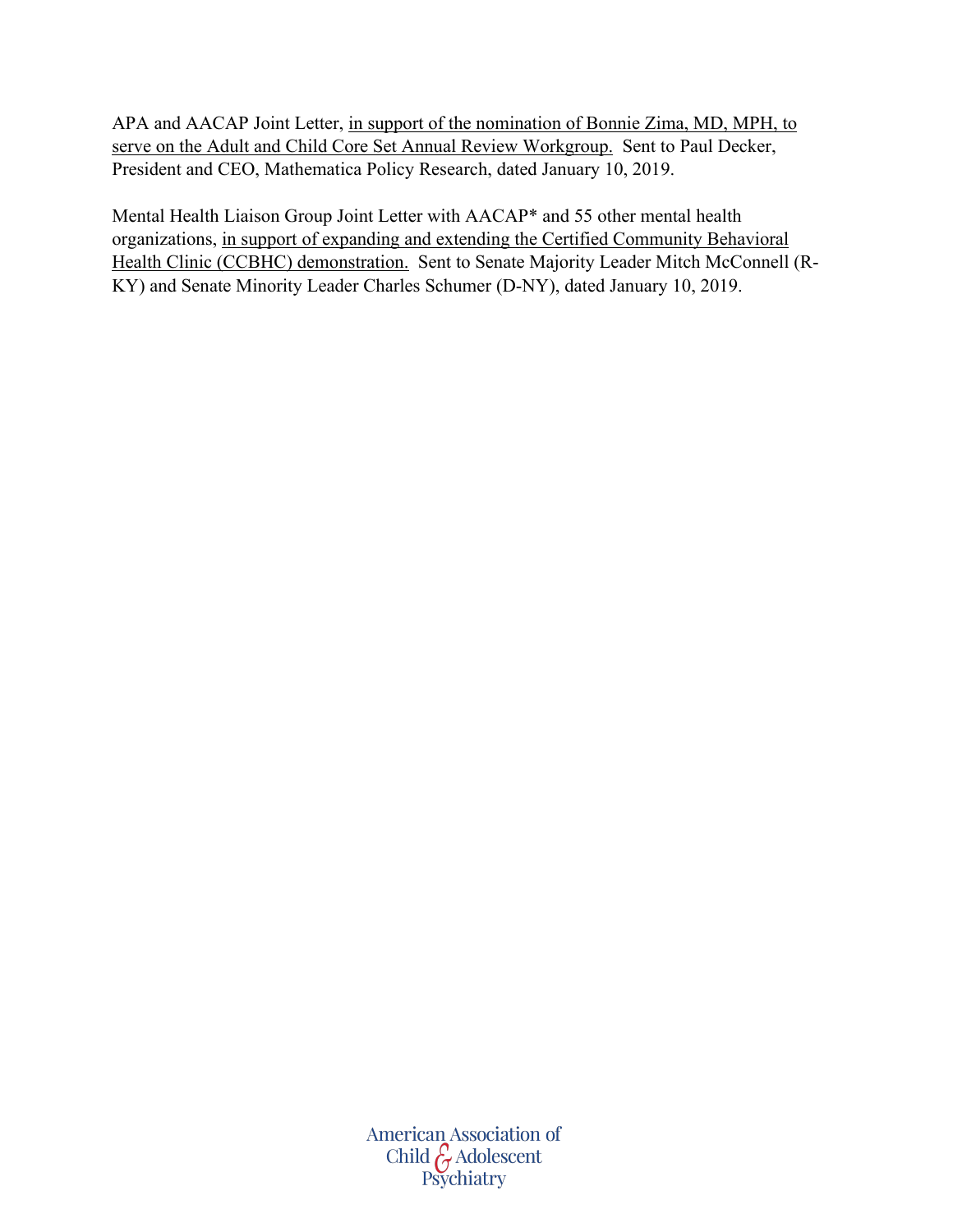APA and AACAP Joint Letter, <u>in support of the nomination of Bonnie Zima, MD, MPH, to serve on the Adult and Child Core Set Annual Review Workgroup.</u> Sent to Paul Decker, President and CEO, Mathematica Policy Research, dated January 10, 2019.

Mental Health Liaison Group Joint Letter with AACAP* and 55 other mental health organizations, <u>in support of expanding and extending the Certified Community Behavioral Health Clinic (CCBHC) demonstration.</u> Sent to Senate Majority Leader Mitch McConnell (R-KY) and Senate Minority Leader Charles Schumer (D-NY), dated January 10, 2019.